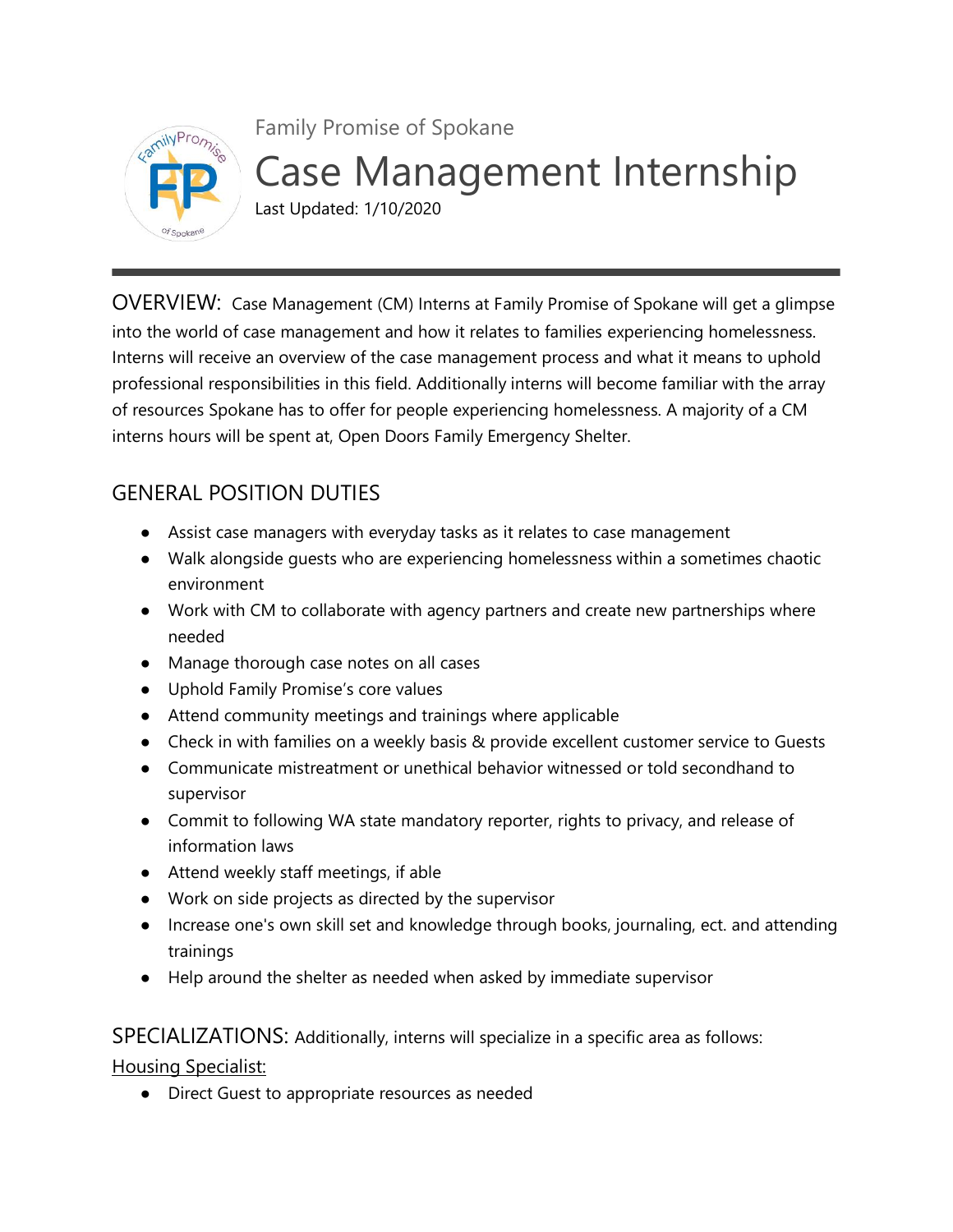Family Promise of Spokane

# Case Management Internship

Last Updated: 1/10/2020

---

OVERVIEW: Case Management (CM) Interns at Family Promise of Spokane will get a glimpse into the world of case management and how it relates to families experiencing homelessness. Interns will receive an overview of the case management process and what it means to uphold professional responsibilities in this field. Additionally interns will become familiar with the array of resources Spokane has to offer for people experiencing homelessness. A majority of a CM interns hours will be spent at, Open Doors Family Emergency Shelter.

## GENERAL POSITION DUTIES

- Assist case managers with everyday tasks as it relates to case management
- Walk alongside guests who are experiencing homelessness within a sometimes chaotic environment
- Work with CM to collaborate with agency partners and create new partnerships where needed
- Manage thorough case notes on all cases
- Uphold Family Promise's core values
- Attend community meetings and trainings where applicable
- Check in with families on a weekly basis & provide excellent customer service to Guests
- Communicate mistreatment or unethical behavior witnessed or told secondhand to supervisor
- Commit to following WA state mandatory reporter, rights to privacy, and release of information laws
- Attend weekly staff meetings, if able
- Work on side projects as directed by the supervisor
- Increase one's own skill set and knowledge through books, journaling, ect. and attending trainings
- Help around the shelter as needed when asked by immediate supervisor

SPECIALIZATIONS: Additionally, interns will specialize in a specific area as follows:

Housing Specialist:

- Direct Guest to appropriate resources as needed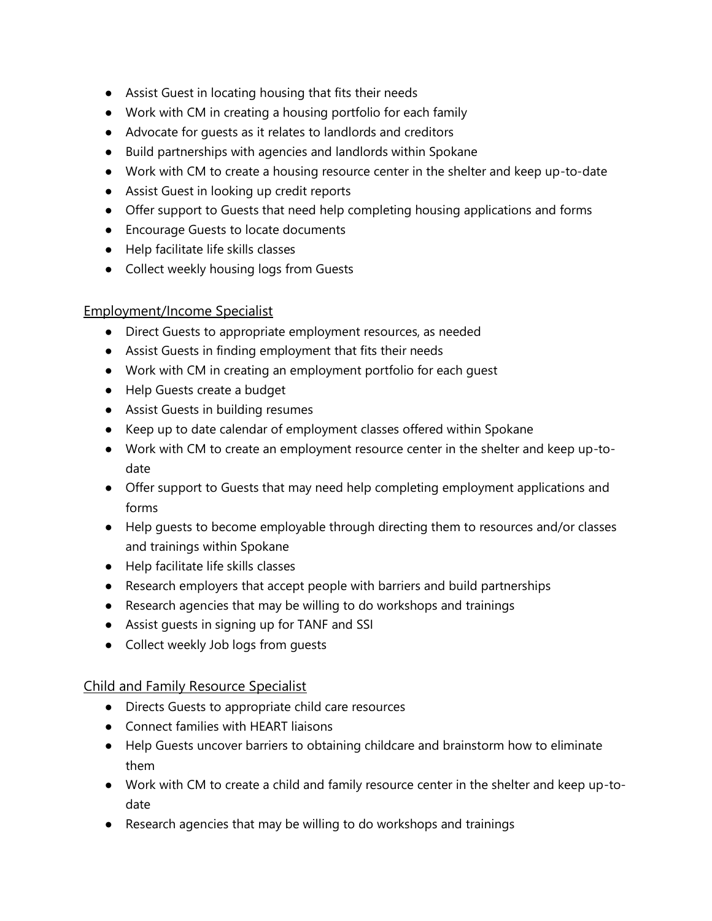- Assist Guest in locating housing that fits their needs
- Work with CM in creating a housing portfolio for each family
- Advocate for guests as it relates to landlords and creditors
- Build partnerships with agencies and landlords within Spokane
- Work with CM to create a housing resource center in the shelter and keep up-to-date
- Assist Guest in looking up credit reports
- Offer support to Guests that need help completing housing applications and forms
- Encourage Guests to locate documents
- Help facilitate life skills classes
- Collect weekly housing logs from Guests

<u>Employment/Income Specialist</u>

- Direct Guests to appropriate employment resources, as needed
- Assist Guests in finding employment that fits their needs
- Work with CM in creating an employment portfolio for each guest
- Help Guests create a budget
- Assist Guests in building resumes
- Keep up to date calendar of employment classes offered within Spokane
- Work with CM to create an employment resource center in the shelter and keep up-to-date
- Offer support to Guests that may need help completing employment applications and forms
- Help guests to become employable through directing them to resources and/or classes and trainings within Spokane
- Help facilitate life skills classes
- Research employers that accept people with barriers and build partnerships
- Research agencies that may be willing to do workshops and trainings
- Assist guests in signing up for TANF and SSI
- Collect weekly Job logs from guests

<u>Child and Family Resource Specialist</u>

- Directs Guests to appropriate child care resources
- Connect families with HEART liaisons
- Help Guests uncover barriers to obtaining childcare and brainstorm how to eliminate them
- Work with CM to create a child and family resource center in the shelter and keep up-to-date
- Research agencies that may be willing to do workshops and trainings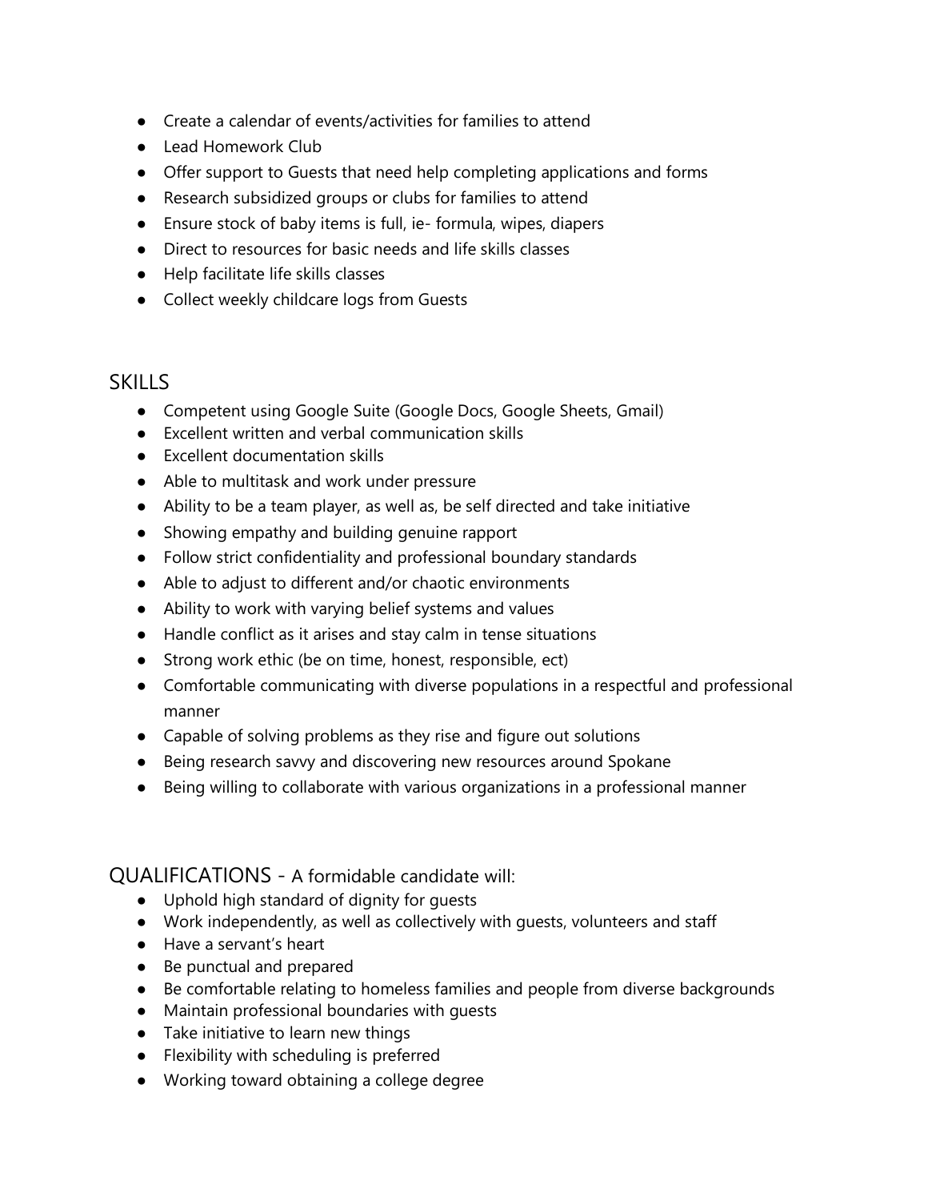- Create a calendar of events/activities for families to attend
- Lead Homework Club
- Offer support to Guests that need help completing applications and forms
- Research subsidized groups or clubs for families to attend
- Ensure stock of baby items is full, ie- formula, wipes, diapers
- Direct to resources for basic needs and life skills classes
- Help facilitate life skills classes
- Collect weekly childcare logs from Guests

## SKILLS

- Competent using Google Suite (Google Docs, Google Sheets, Gmail)
- Excellent written and verbal communication skills
- Excellent documentation skills
- Able to multitask and work under pressure
- Ability to be a team player, as well as, be self directed and take initiative
- Showing empathy and building genuine rapport
- Follow strict confidentiality and professional boundary standards
- Able to adjust to different and/or chaotic environments
- Ability to work with varying belief systems and values
- Handle conflict as it arises and stay calm in tense situations
- Strong work ethic (be on time, honest, responsible, ect)
- Comfortable communicating with diverse populations in a respectful and professional manner
- Capable of solving problems as they rise and figure out solutions
- Being research savvy and discovering new resources around Spokane
- Being willing to collaborate with various organizations in a professional manner

## QUALIFICATIONS - A formidable candidate will:

- Uphold high standard of dignity for guests
- Work independently, as well as collectively with guests, volunteers and staff
- Have a servant's heart
- Be punctual and prepared
- Be comfortable relating to homeless families and people from diverse backgrounds
- Maintain professional boundaries with guests
- Take initiative to learn new things
- Flexibility with scheduling is preferred
- Working toward obtaining a college degree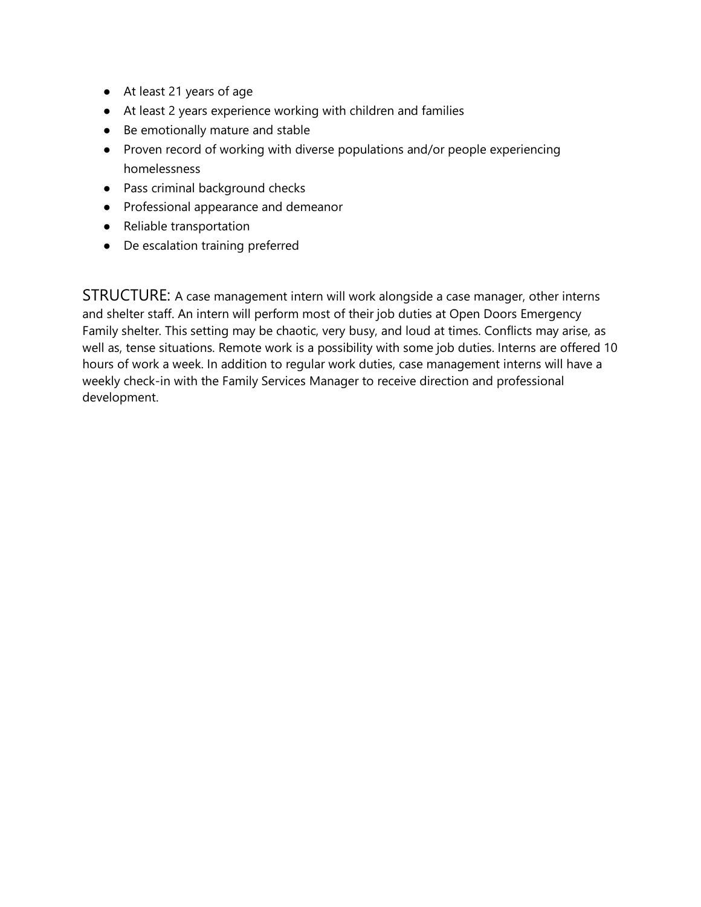- At least 21 years of age
- At least 2 years experience working with children and families
- Be emotionally mature and stable
- Proven record of working with diverse populations and/or people experiencing homelessness
- Pass criminal background checks
- Professional appearance and demeanor
- Reliable transportation
- De escalation training preferred

STRUCTURE: A case management intern will work alongside a case manager, other interns and shelter staff. An intern will perform most of their job duties at Open Doors Emergency Family shelter. This setting may be chaotic, very busy, and loud at times. Conflicts may arise, as well as, tense situations. Remote work is a possibility with some job duties. Interns are offered 10 hours of work a week. In addition to regular work duties, case management interns will have a weekly check-in with the Family Services Manager to receive direction and professional development.